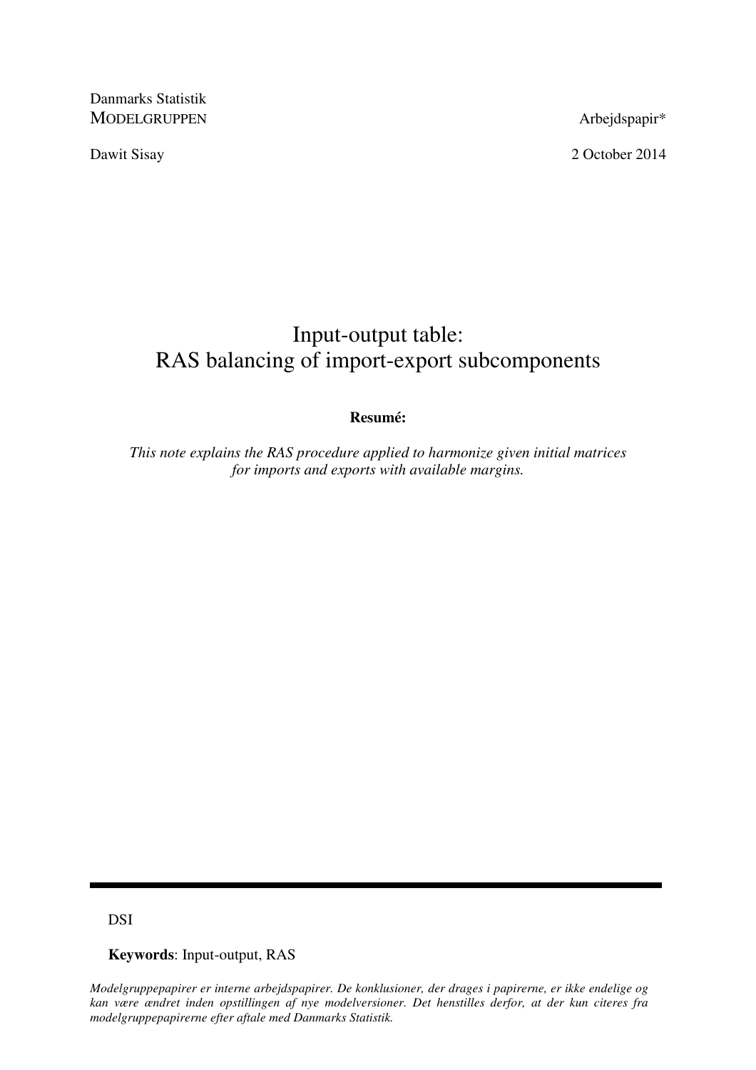Danmarks Statistik
MODELGRUPPEN

Arbejdspapir*

Dawit Sisay

2 October 2014

# Input-output table: RAS balancing of import-export subcomponents

**Resumé:**

*This note explains the RAS procedure applied to harmonize given initial matrices for imports and exports with available margins.*

---

DSI

**Keywords**: Input-output, RAS

*Modelgruppepapirer er interne arbejdspapirer. De konklusioner, der drages i papirerne, er ikke endelige og kan være ændret inden opstillingen af nye modelversioner. Det henstilles derfor, at der kun citeres fra modelgruppepapirerne efter aftale med Danmarks Statistik.*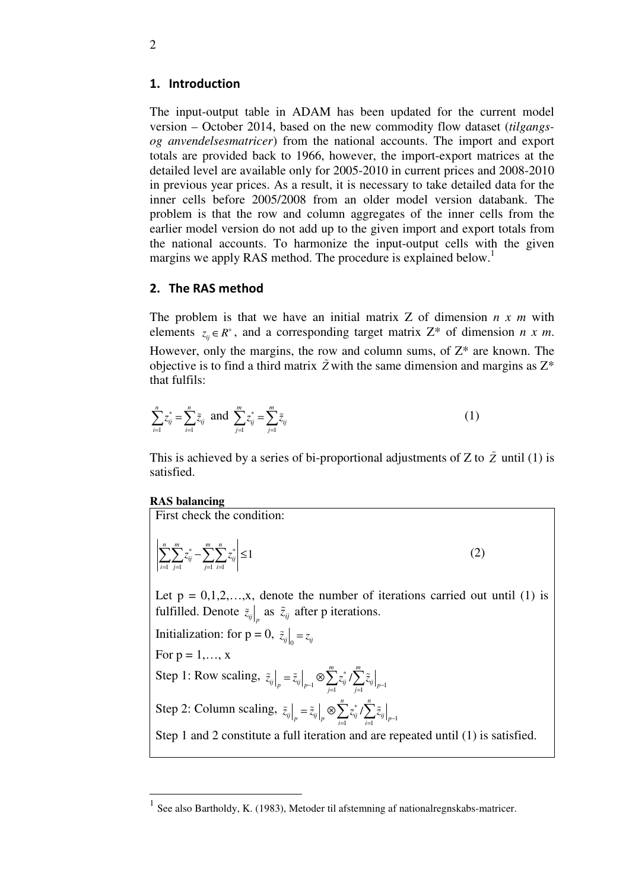## 1. Introduction

The input-output table in ADAM has been updated for the current model version – October 2014, based on the new commodity flow dataset (*tilgangs- og anvendelsesmatricer*) from the national accounts. The import and export totals are provided back to 1966, however, the import-export matrices at the detailed level are available only for 2005-2010 in current prices and 2008-2010 in previous year prices. As a result, it is necessary to take detailed data for the inner cells before 2005/2008 from an older model version databank. The problem is that the row and column aggregates of the inner cells from the earlier model version do not add up to the given import and export totals from the national accounts. To harmonize the input-output cells with the given margins we apply RAS method. The procedure is explained below.[1]

## 2. The RAS method

The problem is that we have an initial matrix Z of dimension *n x m* with elements $z_{ij} \in R^{+}$, and a corresponding target matrix Z* of dimension *n x m*. However, only the margins, the row and column sums, of Z* are known. The objective is to find a third matrix $\tilde{Z}$ with the same dimension and margins as Z* that fulfils:

$$\sum_{i=1}^{n} z_{ij}^{*} = \sum_{i=1}^{n} \tilde{z}_{ij} \text{ and } \sum_{j=1}^{m} z_{ij}^{*} = \sum_{j=1}^{m} \tilde{z}_{ij} \qquad (1)$$

This is achieved by a series of bi-proportional adjustments of Z to $\tilde{Z}$ until (1) is satisfied.

**RAS balancing**

First check the condition:

$$\left| \sum_{i=1}^{n} \sum_{j=1}^{m} z_{ij}^{*} - \sum_{j=1}^{m} \sum_{i=1}^{n} z_{ij}^{*} \right| \leq 1 \qquad (2)$$

Let p = 0,1,2,…,x, denote the number of iterations carried out until (1) is fulfilled. Denote $\tilde{z}_{ij}\big|_{p}$ as $\tilde{z}_{ij}$ after p iterations.

Initialization: for p = 0, $\tilde{z}_{ij}\big|_{0} = z_{ij}$

For p = 1,…, x

Step 1: Row scaling, $\tilde{z}_{ij}\big|_{p} = \tilde{z}_{ij}\big|_{p-1} \otimes \sum_{j=1}^{m} z_{ij}^{*} / \sum_{j=1}^{m} \tilde{z}_{ij}\big|_{p-1}$

Step 2: Column scaling, $\tilde{z}_{ij}\big|_{p} = \tilde{z}_{ij}\big|_{p} \otimes \sum_{i=1}^{n} z_{ij}^{*} / \sum_{i=1}^{n} \tilde{z}_{ij}\big|_{p-1}$

Step 1 and 2 constitute a full iteration and are repeated until (1) is satisfied.

[1] See also Bartholdy, K. (1983), Metoder til afstemning af nationalregnskabs-matricer.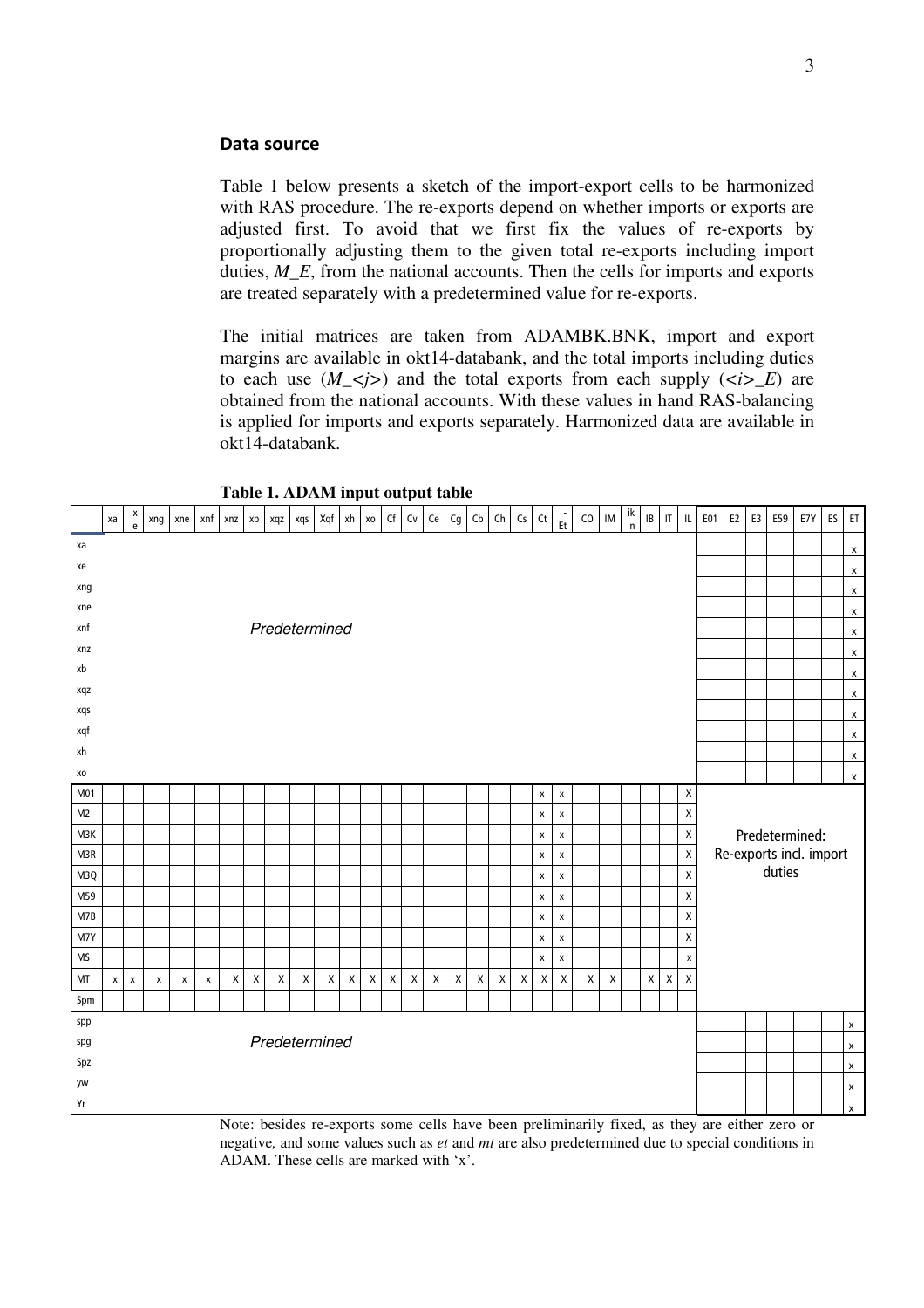## Data source

Table 1 below presents a sketch of the import-export cells to be harmonized with RAS procedure. The re-exports depend on whether imports or exports are adjusted first. To avoid that we first fix the values of re-exports by proportionally adjusting them to the given total re-exports including import duties, *M_E*, from the national accounts. Then the cells for imports and exports are treated separately with a predetermined value for re-exports.

The initial matrices are taken from ADAMBK.BNK, import and export margins are available in okt14-databank, and the total imports including duties to each use (*M_<j>*) and the total exports from each supply (*<i>_E*) are obtained from the national accounts. With these values in hand RAS-balancing is applied for imports and exports separately. Harmonized data are available in okt14-databank.

**Table 1. ADAM input output table**

| | xa | xe | xng | xne | xnf | xnz | xb | xqz | xqs | Xqf | xh | xo | Cf | Cv | Ce | Cg | Cb | Ch | Cs | Ct | -Et | CO | IM | ikn | IB | IT | IL | E01 | E2 | E3 | E59 | E7Y | ES | ET |
|---|---|---|---|---|---|---|---|---|---|---|---|---|---|---|---|---|---|---|---|---|---|---|---|---|---|---|---|---|---|---|---|---|---|---|
| xa | | | | | | | | | | | | | | | | | | | | | | | | | | | | | | | | | | x |
| xe | | | | | | | | | | | | | | | | | | | | | | | | | | | | | | | | | | x |
| xng | | | | | | | | | | | | | | | | | | | | | | | | | | | | | | | | | | x |
| xne | | | | | | | | | | | | | | | | | | | | | | | | | | | | | | | | | | x |
| xnf | | | | | | | | *Predetermined* | | | | | | | | | | | | | | | | | | | | | | | | | | x |
| xnz | | | | | | | | | | | | | | | | | | | | | | | | | | | | | | | | | | x |
| xb | | | | | | | | | | | | | | | | | | | | | | | | | | | | | | | | | | x |
| xqz | | | | | | | | | | | | | | | | | | | | | | | | | | | | | | | | | | x |
| xqs | | | | | | | | | | | | | | | | | | | | | | | | | | | | | | | | | | x |
| xqf | | | | | | | | | | | | | | | | | | | | | | | | | | | | | | | | | | x |
| xh | | | | | | | | | | | | | | | | | | | | | | | | | | | | | | | | | | x |
| xo | | | | | | | | | | | | | | | | | | | | | | | | | | | | | | | | | | x |
| M01 | | | | | | | | | | | | | | | | | | | | x | x | | | | | | X | | | | | | | |
| M2 | | | | | | | | | | | | | | | | | | | | x | x | | | | | | X | | | | | | | |
| M3K | | | | | | | | | | | | | | | | | | | | x | x | | | | | | X | | | | | | | |
| M3R | | | | | | | | | | | | | | | | | | | | x | x | | | | | | X | Predetermined: Re-exports incl. import duties | | | | | | |
| M3Q | | | | | | | | | | | | | | | | | | | | x | x | | | | | | X | | | | | | | |
| M59 | | | | | | | | | | | | | | | | | | | | x | x | | | | | | X | | | | | | | |
| M7B | | | | | | | | | | | | | | | | | | | | x | x | | | | | | X | | | | | | | |
| M7Y | | | | | | | | | | | | | | | | | | | | x | x | | | | | | X | | | | | | | |
| MS | | | | | | | | | | | | | | | | | | | | x | x | | | | | | x | | | | | | | |
| MT | x | x | x | x | x | X | X | X | X | X | X | X | X | X | X | X | X | X | X | X | X | X | X | | X | X | X | | | | | | | |
| Spm | | | | | | | | | | | | | | | | | | | | | | | | | | | | | | | | | | |
| spp | | | | | | | | | | | | | | | | | | | | | | | | | | | | | | | | | | x |
| spg | | | | | | | | *Predetermined* | | | | | | | | | | | | | | | | | | | | | | | | | | x |
| Spz | | | | | | | | | | | | | | | | | | | | | | | | | | | | | | | | | | x |
| yw | | | | | | | | | | | | | | | | | | | | | | | | | | | | | | | | | | x |
| Yr | | | | | | | | | | | | | | | | | | | | | | | | | | | | | | | | | | x |

Note: besides re-exports some cells have been preliminarily fixed, as they are either zero or negative, and some values such as *et* and *mt* are also predetermined due to special conditions in ADAM. These cells are marked with 'x'.